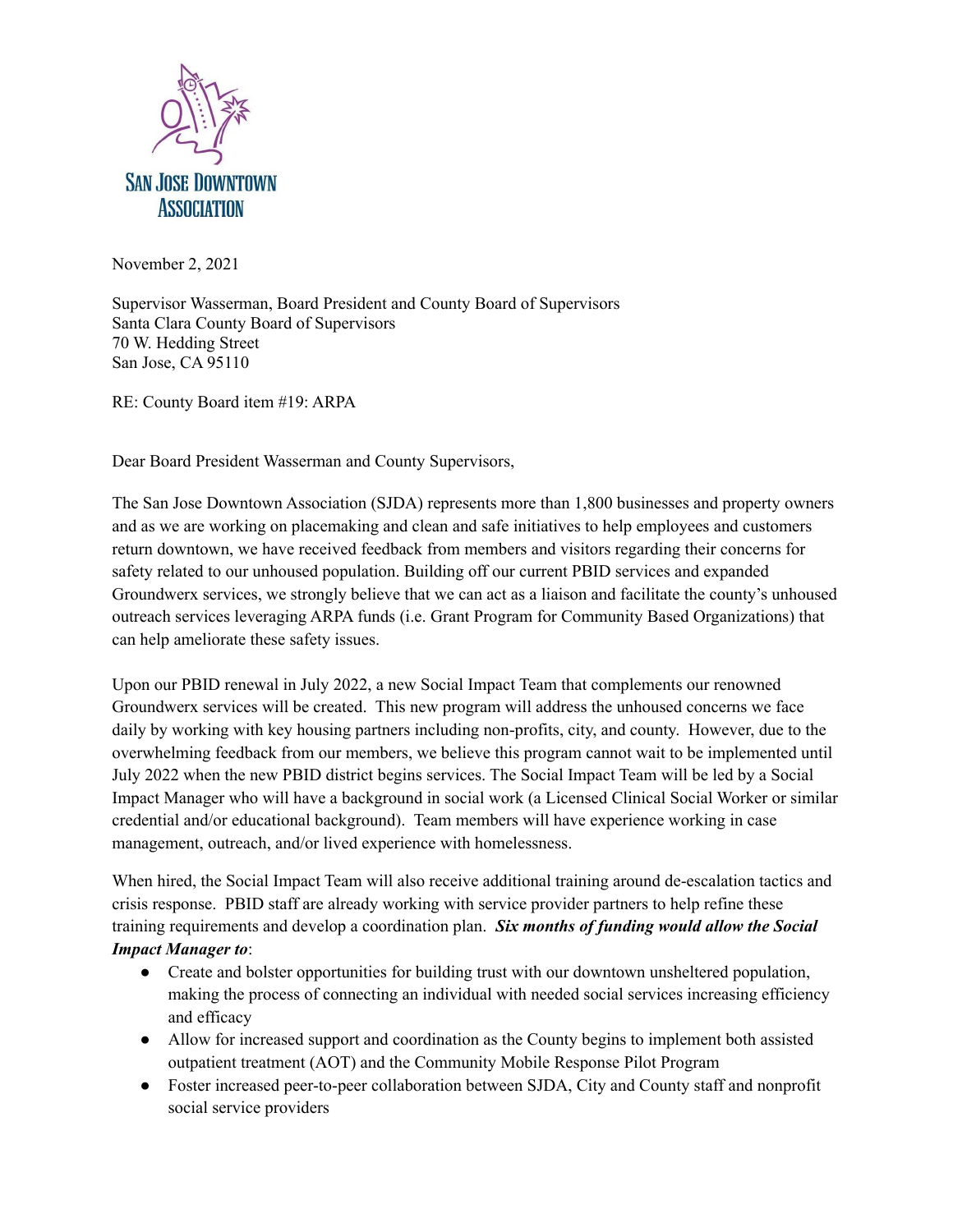SAN JOSE DOWNTOWN ASSOCIATION

November 2, 2021

Supervisor Wasserman, Board President and County Board of Supervisors
Santa Clara County Board of Supervisors
70 W. Hedding Street
San Jose, CA 95110

RE: County Board item #19: ARPA

Dear Board President Wasserman and County Supervisors,

The San Jose Downtown Association (SJDA) represents more than 1,800 businesses and property owners and as we are working on placemaking and clean and safe initiatives to help employees and customers return downtown, we have received feedback from members and visitors regarding their concerns for safety related to our unhoused population. Building off our current PBID services and expanded Groundwerx services, we strongly believe that we can act as a liaison and facilitate the county's unhoused outreach services leveraging ARPA funds (i.e. Grant Program for Community Based Organizations) that can help ameliorate these safety issues.

Upon our PBID renewal in July 2022, a new Social Impact Team that complements our renowned Groundwerx services will be created. This new program will address the unhoused concerns we face daily by working with key housing partners including non-profits, city, and county. However, due to the overwhelming feedback from our members, we believe this program cannot wait to be implemented until July 2022 when the new PBID district begins services. The Social Impact Team will be led by a Social Impact Manager who will have a background in social work (a Licensed Clinical Social Worker or similar credential and/or educational background). Team members will have experience working in case management, outreach, and/or lived experience with homelessness.

When hired, the Social Impact Team will also receive additional training around de-escalation tactics and crisis response. PBID staff are already working with service provider partners to help refine these training requirements and develop a coordination plan. ***Six months of funding would allow the Social Impact Manager to***:

- Create and bolster opportunities for building trust with our downtown unsheltered population, making the process of connecting an individual with needed social services increasing efficiency and efficacy
- Allow for increased support and coordination as the County begins to implement both assisted outpatient treatment (AOT) and the Community Mobile Response Pilot Program
- Foster increased peer-to-peer collaboration between SJDA, City and County staff and nonprofit social service providers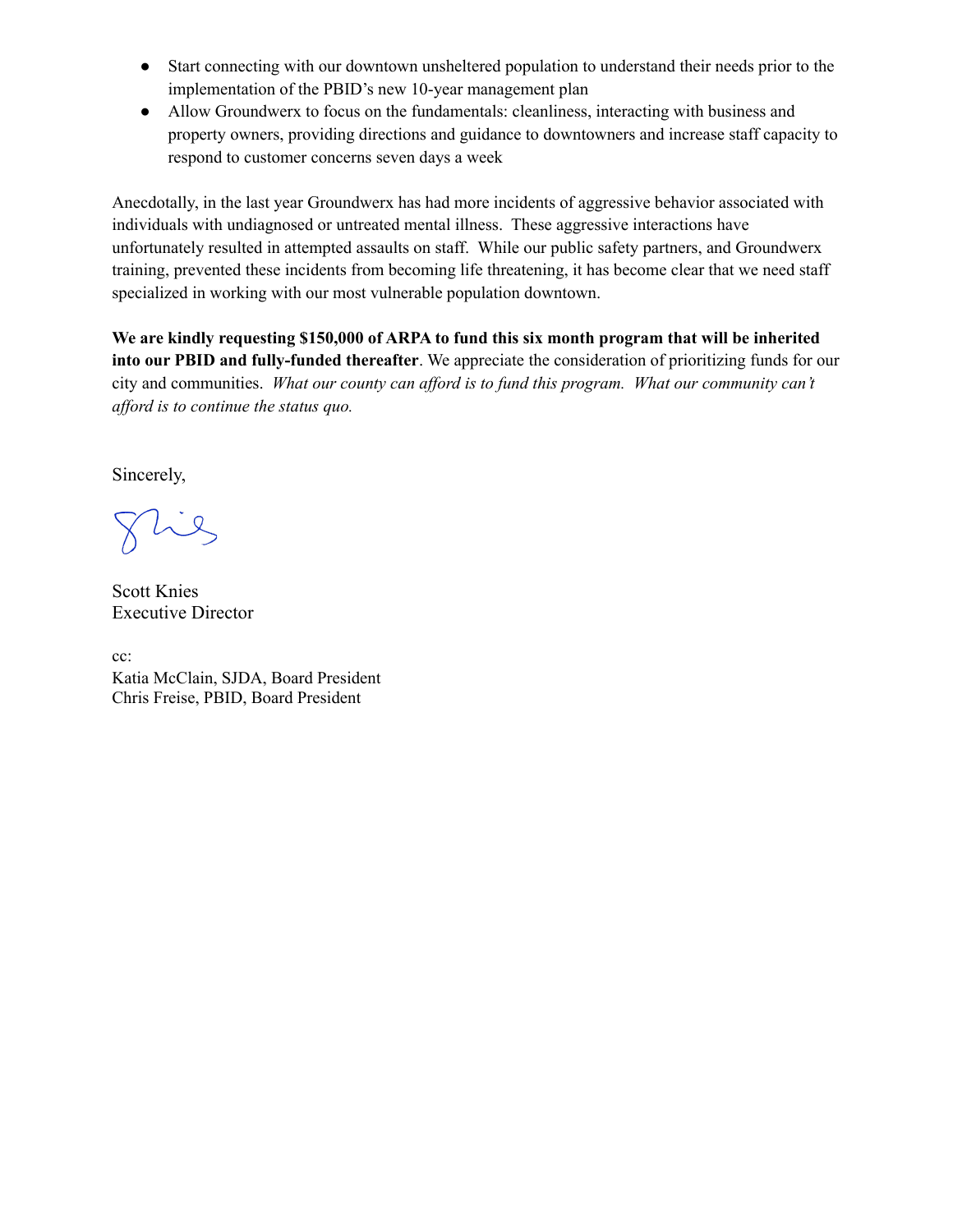- Start connecting with our downtown unsheltered population to understand their needs prior to the implementation of the PBID's new 10-year management plan
- Allow Groundwerx to focus on the fundamentals: cleanliness, interacting with business and property owners, providing directions and guidance to downtowners and increase staff capacity to respond to customer concerns seven days a week

Anecdotally, in the last year Groundwerx has had more incidents of aggressive behavior associated with individuals with undiagnosed or untreated mental illness. These aggressive interactions have unfortunately resulted in attempted assaults on staff. While our public safety partners, and Groundwerx training, prevented these incidents from becoming life threatening, it has become clear that we need staff specialized in working with our most vulnerable population downtown.

**We are kindly requesting $150,000 of ARPA to fund this six month program that will be inherited into our PBID and fully-funded thereafter**. We appreciate the consideration of prioritizing funds for our city and communities. *What our county can afford is to fund this program. What our community can't afford is to continue the status quo.*

Sincerely,

Scott Knies
Executive Director

cc:
Katia McClain, SJDA, Board President
Chris Freise, PBID, Board President